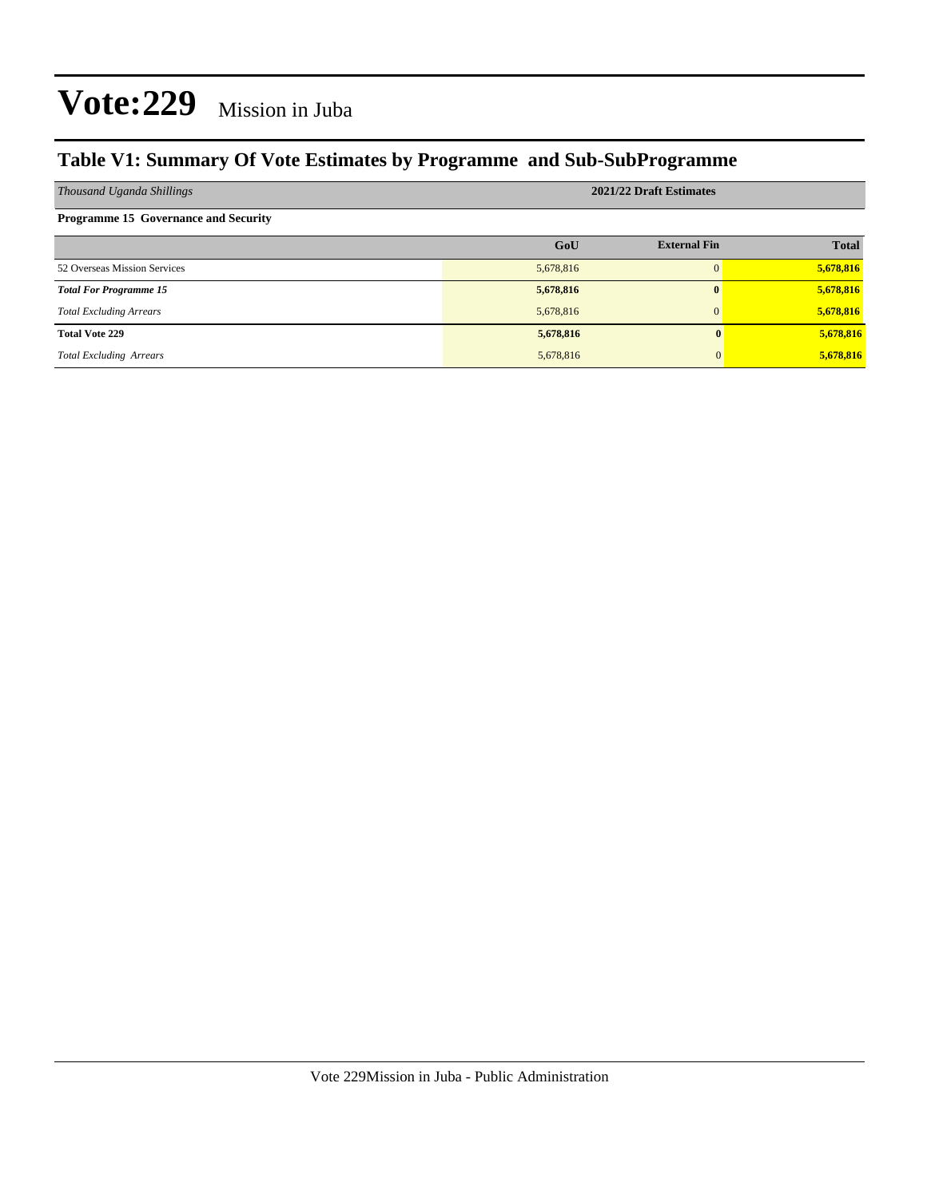# Vote:229 Mission in Juba

## Table V1: Summary Of Vote Estimates by Programme and Sub-SubProgramme

| *Thousand Uganda Shillings* | 2021/22 Draft Estimates | | |
|---|---|---|---|
| **Programme 15 Governance and Security** | | | |
| | **GoU** | **External Fin** | **Total** |
| 52 Overseas Mission Services | 5,678,816 | 0 | **5,678,816** |
| ***Total For Programme 15*** | **5,678,816** | **0** | **5,678,816** |
| *Total Excluding Arrears* | 5,678,816 | 0 | **5,678,816** |
| **Total Vote 229** | **5,678,816** | **0** | **5,678,816** |
| *Total Excluding Arrears* | 5,678,816 | 0 | **5,678,816** |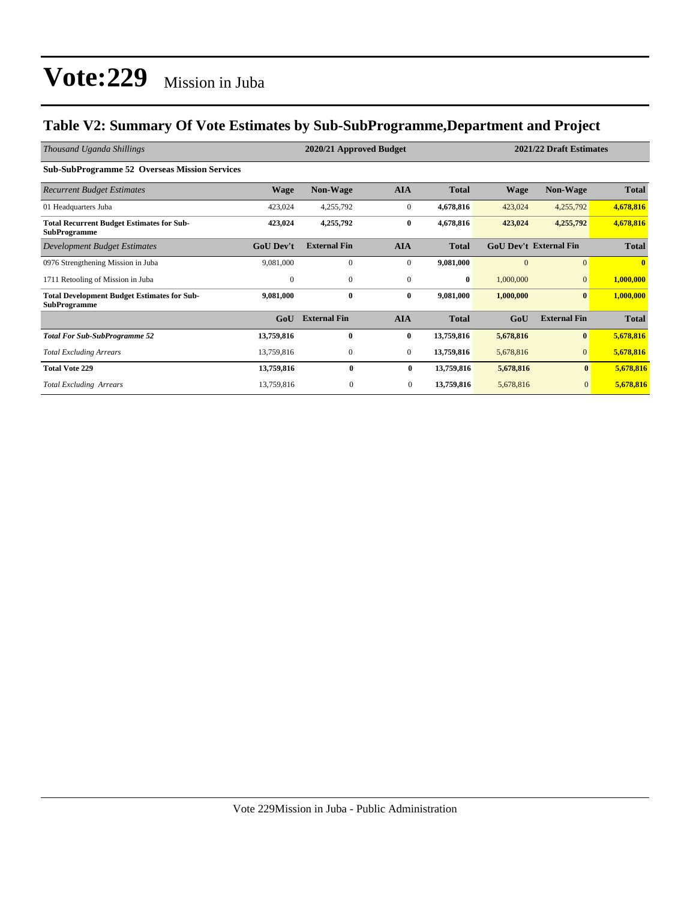# Vote:229 Mission in Juba

## Table V2: Summary Of Vote Estimates by Sub-SubProgramme,Department and Project

| *Thousand Uganda Shillings* | 2020/21 Approved Budget | | | | 2021/22 Draft Estimates | | |
|---|---|---|---|---|---|---|---|
| **Sub-SubProgramme 52 Overseas Mission Services** | | | | | | | |
| *Recurrent Budget Estimates* | **Wage** | **Non-Wage** | **AIA** | **Total** | **Wage** | **Non-Wage** | **Total** |
| 01 Headquarters Juba | 423,024 | 4,255,792 | 0 | **4,678,816** | 423,024 | 4,255,792 | **4,678,816** |
| **Total Recurrent Budget Estimates for Sub-SubProgramme** | **423,024** | **4,255,792** | **0** | **4,678,816** | **423,024** | **4,255,792** | **4,678,816** |
| *Development Budget Estimates* | **GoU Dev't** | **External Fin** | **AIA** | **Total** | **GoU Dev't** | **External Fin** | **Total** |
| 0976 Strengthening Mission in Juba | 9,081,000 | 0 | 0 | **9,081,000** | 0 | 0 | **0** |
| 1711 Retooling of Mission in Juba | 0 | 0 | 0 | **0** | 1,000,000 | 0 | **1,000,000** |
| **Total Development Budget Estimates for Sub-SubProgramme** | **9,081,000** | **0** | **0** | **9,081,000** | **1,000,000** | **0** | **1,000,000** |
| | **GoU** | **External Fin** | **AIA** | **Total** | **GoU** | **External Fin** | **Total** |
| ***Total For Sub-SubProgramme 52*** | **13,759,816** | **0** | **0** | **13,759,816** | **5,678,816** | **0** | **5,678,816** |
| *Total Excluding Arrears* | 13,759,816 | 0 | 0 | **13,759,816** | 5,678,816 | 0 | **5,678,816** |
| **Total Vote 229** | **13,759,816** | **0** | **0** | **13,759,816** | **5,678,816** | **0** | **5,678,816** |
| *Total Excluding Arrears* | 13,759,816 | 0 | 0 | **13,759,816** | 5,678,816 | 0 | **5,678,816** |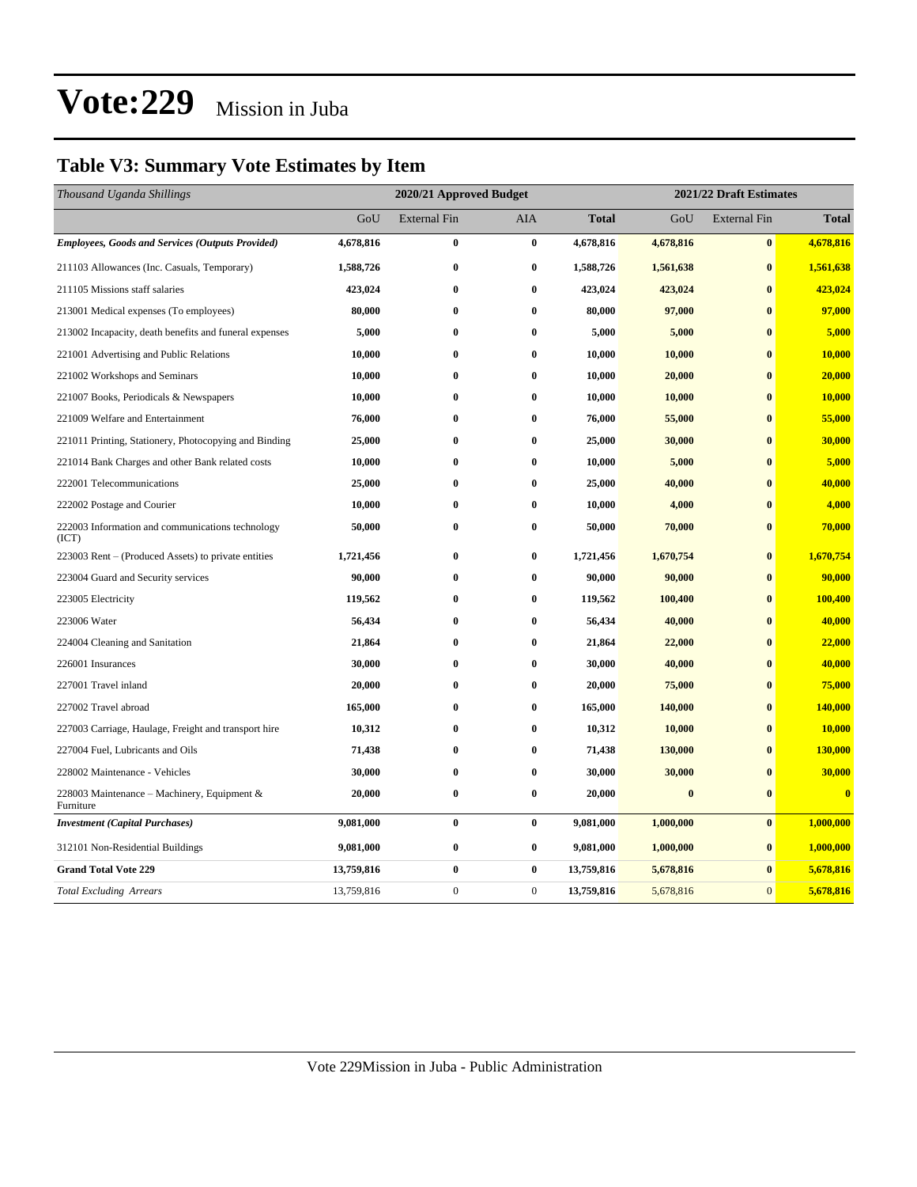# Vote:229 Mission in Juba

## Table V3: Summary Vote Estimates by Item

| *Thousand Uganda Shillings* | 2020/21 Approved Budget | | | | 2021/22 Draft Estimates | | |
|---|---|---|---|---|---|---|---|
| | GoU | External Fin | AIA | **Total** | GoU | External Fin | **Total** |
| ***Employees, Goods and Services (Outputs Provided)*** | **4,678,816** | **0** | **0** | **4,678,816** | **4,678,816** | **0** | **4,678,816** |
| 211103 Allowances (Inc. Casuals, Temporary) | **1,588,726** | **0** | **0** | **1,588,726** | **1,561,638** | **0** | **1,561,638** |
| 211105 Missions staff salaries | **423,024** | **0** | **0** | **423,024** | **423,024** | **0** | **423,024** |
| 213001 Medical expenses (To employees) | **80,000** | **0** | **0** | **80,000** | **97,000** | **0** | **97,000** |
| 213002 Incapacity, death benefits and funeral expenses | **5,000** | **0** | **0** | **5,000** | **5,000** | **0** | **5,000** |
| 221001 Advertising and Public Relations | **10,000** | **0** | **0** | **10,000** | **10,000** | **0** | **10,000** |
| 221002 Workshops and Seminars | **10,000** | **0** | **0** | **10,000** | **20,000** | **0** | **20,000** |
| 221007 Books, Periodicals & Newspapers | **10,000** | **0** | **0** | **10,000** | **10,000** | **0** | **10,000** |
| 221009 Welfare and Entertainment | **76,000** | **0** | **0** | **76,000** | **55,000** | **0** | **55,000** |
| 221011 Printing, Stationery, Photocopying and Binding | **25,000** | **0** | **0** | **25,000** | **30,000** | **0** | **30,000** |
| 221014 Bank Charges and other Bank related costs | **10,000** | **0** | **0** | **10,000** | **5,000** | **0** | **5,000** |
| 222001 Telecommunications | **25,000** | **0** | **0** | **25,000** | **40,000** | **0** | **40,000** |
| 222002 Postage and Courier | **10,000** | **0** | **0** | **10,000** | **4,000** | **0** | **4,000** |
| 222003 Information and communications technology (ICT) | **50,000** | **0** | **0** | **50,000** | **70,000** | **0** | **70,000** |
| 223003 Rent – (Produced Assets) to private entities | **1,721,456** | **0** | **0** | **1,721,456** | **1,670,754** | **0** | **1,670,754** |
| 223004 Guard and Security services | **90,000** | **0** | **0** | **90,000** | **90,000** | **0** | **90,000** |
| 223005 Electricity | **119,562** | **0** | **0** | **119,562** | **100,400** | **0** | **100,400** |
| 223006 Water | **56,434** | **0** | **0** | **56,434** | **40,000** | **0** | **40,000** |
| 224004 Cleaning and Sanitation | **21,864** | **0** | **0** | **21,864** | **22,000** | **0** | **22,000** |
| 226001 Insurances | **30,000** | **0** | **0** | **30,000** | **40,000** | **0** | **40,000** |
| 227001 Travel inland | **20,000** | **0** | **0** | **20,000** | **75,000** | **0** | **75,000** |
| 227002 Travel abroad | **165,000** | **0** | **0** | **165,000** | **140,000** | **0** | **140,000** |
| 227003 Carriage, Haulage, Freight and transport hire | **10,312** | **0** | **0** | **10,312** | **10,000** | **0** | **10,000** |
| 227004 Fuel, Lubricants and Oils | **71,438** | **0** | **0** | **71,438** | **130,000** | **0** | **130,000** |
| 228002 Maintenance - Vehicles | **30,000** | **0** | **0** | **30,000** | **30,000** | **0** | **30,000** |
| 228003 Maintenance – Machinery, Equipment & Furniture | **20,000** | **0** | **0** | **20,000** | **0** | **0** | **0** |
| ***Investment (Capital Purchases)*** | **9,081,000** | **0** | **0** | **9,081,000** | **1,000,000** | **0** | **1,000,000** |
| 312101 Non-Residential Buildings | **9,081,000** | **0** | **0** | **9,081,000** | **1,000,000** | **0** | **1,000,000** |
| **Grand Total Vote 229** | **13,759,816** | **0** | **0** | **13,759,816** | **5,678,816** | **0** | **5,678,816** |
| *Total Excluding Arrears* | 13,759,816 | 0 | 0 | **13,759,816** | 5,678,816 | 0 | **5,678,816** |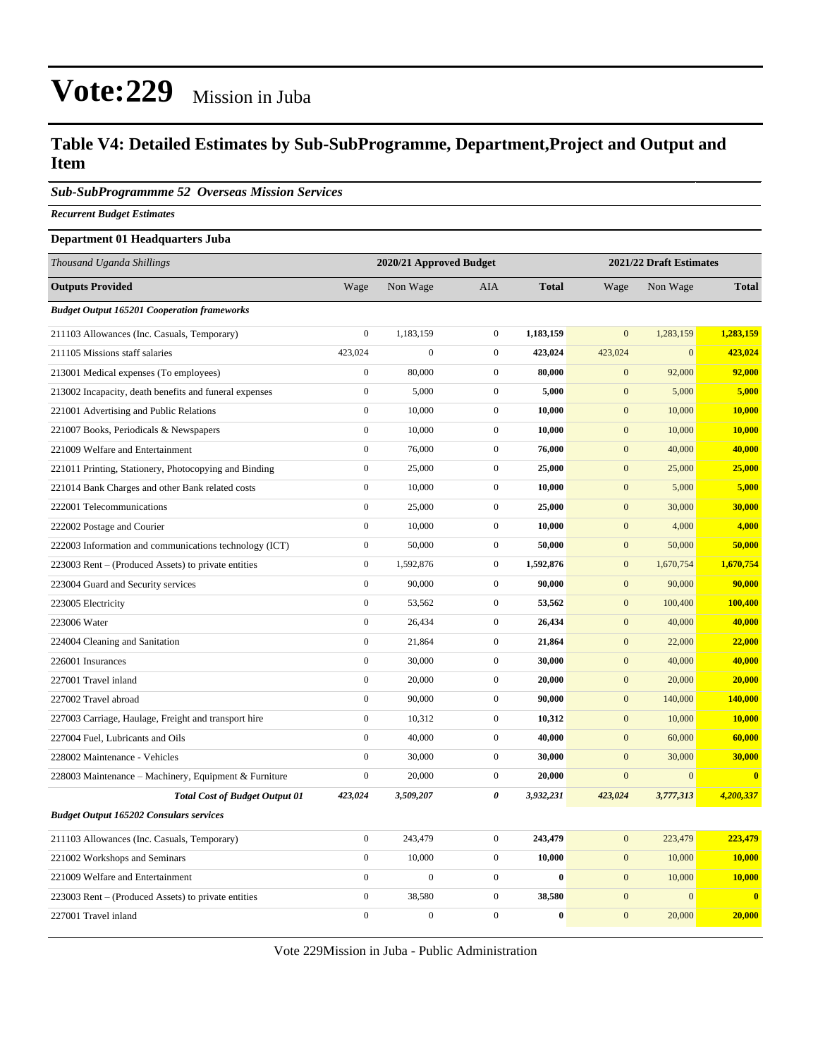# Vote:229 Mission in Juba

## Table V4: Detailed Estimates by Sub-SubProgramme, Department,Project and Output and Item

### *Sub-SubProgrammme 52 Overseas Mission Services*

***Recurrent Budget Estimates***

**Department 01 Headquarters Juba**

| *Thousand Uganda Shillings* | 2020/21 Approved Budget | | | | 2021/22 Draft Estimates | | |
|---|---|---|---|---|---|---|---|
| **Outputs Provided** | Wage | Non Wage | AIA | **Total** | Wage | Non Wage | **Total** |
| ***Budget Output 165201 Cooperation frameworks*** | | | | | | | |
| 211103 Allowances (Inc. Casuals, Temporary) | 0 | 1,183,159 | 0 | **1,183,159** | 0 | 1,283,159 | **1,283,159** |
| 211105 Missions staff salaries | 423,024 | 0 | 0 | **423,024** | 423,024 | 0 | **423,024** |
| 213001 Medical expenses (To employees) | 0 | 80,000 | 0 | **80,000** | 0 | 92,000 | **92,000** |
| 213002 Incapacity, death benefits and funeral expenses | 0 | 5,000 | 0 | **5,000** | 0 | 5,000 | **5,000** |
| 221001 Advertising and Public Relations | 0 | 10,000 | 0 | **10,000** | 0 | 10,000 | **10,000** |
| 221007 Books, Periodicals & Newspapers | 0 | 10,000 | 0 | **10,000** | 0 | 10,000 | **10,000** |
| 221009 Welfare and Entertainment | 0 | 76,000 | 0 | **76,000** | 0 | 40,000 | **40,000** |
| 221011 Printing, Stationery, Photocopying and Binding | 0 | 25,000 | 0 | **25,000** | 0 | 25,000 | **25,000** |
| 221014 Bank Charges and other Bank related costs | 0 | 10,000 | 0 | **10,000** | 0 | 5,000 | **5,000** |
| 222001 Telecommunications | 0 | 25,000 | 0 | **25,000** | 0 | 30,000 | **30,000** |
| 222002 Postage and Courier | 0 | 10,000 | 0 | **10,000** | 0 | 4,000 | **4,000** |
| 222003 Information and communications technology (ICT) | 0 | 50,000 | 0 | **50,000** | 0 | 50,000 | **50,000** |
| 223003 Rent – (Produced Assets) to private entities | 0 | 1,592,876 | 0 | **1,592,876** | 0 | 1,670,754 | **1,670,754** |
| 223004 Guard and Security services | 0 | 90,000 | 0 | **90,000** | 0 | 90,000 | **90,000** |
| 223005 Electricity | 0 | 53,562 | 0 | **53,562** | 0 | 100,400 | **100,400** |
| 223006 Water | 0 | 26,434 | 0 | **26,434** | 0 | 40,000 | **40,000** |
| 224004 Cleaning and Sanitation | 0 | 21,864 | 0 | **21,864** | 0 | 22,000 | **22,000** |
| 226001 Insurances | 0 | 30,000 | 0 | **30,000** | 0 | 40,000 | **40,000** |
| 227001 Travel inland | 0 | 20,000 | 0 | **20,000** | 0 | 20,000 | **20,000** |
| 227002 Travel abroad | 0 | 90,000 | 0 | **90,000** | 0 | 140,000 | **140,000** |
| 227003 Carriage, Haulage, Freight and transport hire | 0 | 10,312 | 0 | **10,312** | 0 | 10,000 | **10,000** |
| 227004 Fuel, Lubricants and Oils | 0 | 40,000 | 0 | **40,000** | 0 | 60,000 | **60,000** |
| 228002 Maintenance - Vehicles | 0 | 30,000 | 0 | **30,000** | 0 | 30,000 | **30,000** |
| 228003 Maintenance – Machinery, Equipment & Furniture | 0 | 20,000 | 0 | **20,000** | 0 | 0 | **0** |
| ***Total Cost of Budget Output 01*** | ***423,024*** | ***3,509,207*** | ***0*** | ***3,932,231*** | ***423,024*** | ***3,777,313*** | ***4,200,337*** |
| ***Budget Output 165202 Consulars services*** | | | | | | | |
| 211103 Allowances (Inc. Casuals, Temporary) | 0 | 243,479 | 0 | **243,479** | 0 | 223,479 | **223,479** |
| 221002 Workshops and Seminars | 0 | 10,000 | 0 | **10,000** | 0 | 10,000 | **10,000** |
| 221009 Welfare and Entertainment | 0 | 0 | 0 | **0** | 0 | 10,000 | **10,000** |
| 223003 Rent – (Produced Assets) to private entities | 0 | 38,580 | 0 | **38,580** | 0 | 0 | **0** |
| 227001 Travel inland | 0 | 0 | 0 | **0** | 0 | 20,000 | **20,000** |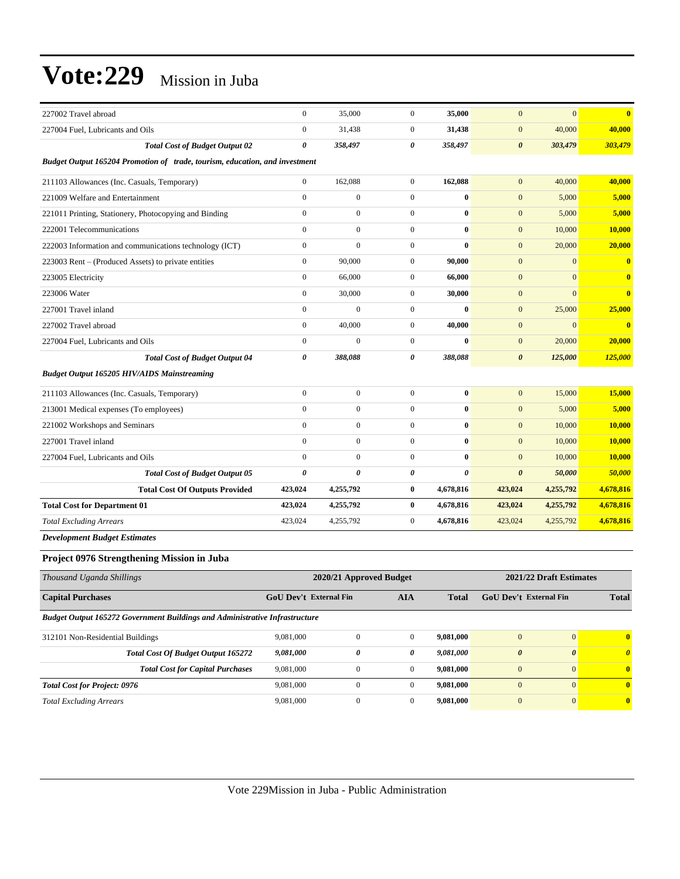# Vote:229 Mission in Juba

| | | | | | | | |
|---|---|---|---|---|---|---|---|
| 227002 Travel abroad | 0 | 35,000 | 0 | **35,000** | 0 | 0 | **0** |
| 227004 Fuel, Lubricants and Oils | 0 | 31,438 | 0 | **31,438** | 0 | 40,000 | **40,000** |
| ***Total Cost of Budget Output 02*** | ***0*** | ***358,497*** | ***0*** | ***358,497*** | ***0*** | ***303,479*** | ***303,479*** |
| ***Budget Output 165204 Promotion of trade, tourism, education, and investment*** | | | | | | | |
| 211103 Allowances (Inc. Casuals, Temporary) | 0 | 162,088 | 0 | **162,088** | 0 | 40,000 | **40,000** |
| 221009 Welfare and Entertainment | 0 | 0 | 0 | **0** | 0 | 5,000 | **5,000** |
| 221011 Printing, Stationery, Photocopying and Binding | 0 | 0 | 0 | **0** | 0 | 5,000 | **5,000** |
| 222001 Telecommunications | 0 | 0 | 0 | **0** | 0 | 10,000 | **10,000** |
| 222003 Information and communications technology (ICT) | 0 | 0 | 0 | **0** | 0 | 20,000 | **20,000** |
| 223003 Rent – (Produced Assets) to private entities | 0 | 90,000 | 0 | **90,000** | 0 | 0 | **0** |
| 223005 Electricity | 0 | 66,000 | 0 | **66,000** | 0 | 0 | **0** |
| 223006 Water | 0 | 30,000 | 0 | **30,000** | 0 | 0 | **0** |
| 227001 Travel inland | 0 | 0 | 0 | **0** | 0 | 25,000 | **25,000** |
| 227002 Travel abroad | 0 | 40,000 | 0 | **40,000** | 0 | 0 | **0** |
| 227004 Fuel, Lubricants and Oils | 0 | 0 | 0 | **0** | 0 | 20,000 | **20,000** |
| ***Total Cost of Budget Output 04*** | ***0*** | ***388,088*** | ***0*** | ***388,088*** | ***0*** | ***125,000*** | ***125,000*** |
| ***Budget Output 165205 HIV/AIDS Mainstreaming*** | | | | | | | |
| 211103 Allowances (Inc. Casuals, Temporary) | 0 | 0 | 0 | **0** | 0 | 15,000 | **15,000** |
| 213001 Medical expenses (To employees) | 0 | 0 | 0 | **0** | 0 | 5,000 | **5,000** |
| 221002 Workshops and Seminars | 0 | 0 | 0 | **0** | 0 | 10,000 | **10,000** |
| 227001 Travel inland | 0 | 0 | 0 | **0** | 0 | 10,000 | **10,000** |
| 227004 Fuel, Lubricants and Oils | 0 | 0 | 0 | **0** | 0 | 10,000 | **10,000** |
| ***Total Cost of Budget Output 05*** | ***0*** | ***0*** | ***0*** | ***0*** | ***0*** | ***50,000*** | ***50,000*** |
| **Total Cost Of Outputs Provided** | **423,024** | **4,255,792** | **0** | **4,678,816** | **423,024** | **4,255,792** | **4,678,816** |
| **Total Cost for Department 01** | **423,024** | **4,255,792** | **0** | **4,678,816** | **423,024** | **4,255,792** | **4,678,816** |
| *Total Excluding Arrears* | 423,024 | 4,255,792 | 0 | **4,678,816** | 423,024 | 4,255,792 | **4,678,816** |

***Development Budget Estimates***

### Project 0976 Strengthening Mission in Juba

| *Thousand Uganda Shillings* | 2020/21 Approved Budget | | | | 2021/22 Draft Estimates | | |
|---|---|---|---|---|---|---|---|
| **Capital Purchases** | **GoU Dev't** | **External Fin** | **AIA** | **Total** | **GoU Dev't** | **External Fin** | **Total** |
| ***Budget Output 165272 Government Buildings and Administrative Infrastructure*** | | | | | | | |
| 312101 Non-Residential Buildings | 9,081,000 | 0 | 0 | **9,081,000** | 0 | 0 | **0** |
| ***Total Cost Of Budget Output 165272*** | ***9,081,000*** | ***0*** | ***0*** | ***9,081,000*** | ***0*** | ***0*** | ***0*** |
| ***Total Cost for Capital Purchases*** | 9,081,000 | 0 | 0 | **9,081,000** | 0 | 0 | **0** |
| ***Total Cost for Project: 0976*** | 9,081,000 | 0 | 0 | **9,081,000** | 0 | 0 | **0** |
| *Total Excluding Arrears* | 9,081,000 | 0 | 0 | **9,081,000** | 0 | 0 | **0** |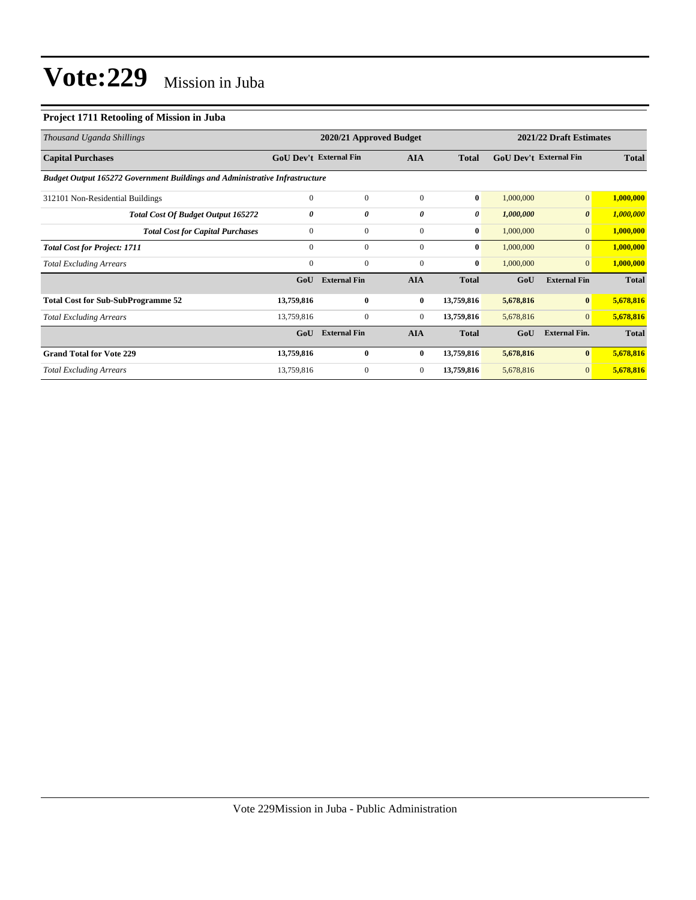# Vote:229 Mission in Juba

### Project 1711 Retooling of Mission in Juba

| *Thousand Uganda Shillings* | 2020/21 Approved Budget | | | | 2021/22 Draft Estimates | | |
|---|---|---|---|---|---|---|---|
| **Capital Purchases** | **GoU Dev't** | **External Fin** | **AIA** | **Total** | **GoU Dev't** | **External Fin** | **Total** |
| ***Budget Output 165272 Government Buildings and Administrative Infrastructure*** | | | | | | | |
| 312101 Non-Residential Buildings | 0 | 0 | 0 | **0** | 1,000,000 | 0 | **1,000,000** |
| ***Total Cost Of Budget Output 165272*** | ***0*** | ***0*** | ***0*** | ***0*** | ***1,000,000*** | ***0*** | ***1,000,000*** |
| ***Total Cost for Capital Purchases*** | 0 | 0 | 0 | **0** | 1,000,000 | 0 | **1,000,000** |
| ***Total Cost for Project: 1711*** | 0 | 0 | 0 | **0** | 1,000,000 | 0 | **1,000,000** |
| *Total Excluding Arrears* | 0 | 0 | 0 | **0** | 1,000,000 | 0 | **1,000,000** |
| | **GoU** | **External Fin** | **AIA** | **Total** | **GoU** | **External Fin** | **Total** |
| **Total Cost for Sub-SubProgramme 52** | **13,759,816** | **0** | **0** | **13,759,816** | **5,678,816** | **0** | **5,678,816** |
| *Total Excluding Arrears* | 13,759,816 | 0 | 0 | **13,759,816** | 5,678,816 | 0 | **5,678,816** |
| | **GoU** | **External Fin** | **AIA** | **Total** | **GoU** | **External Fin.** | **Total** |
| **Grand Total for Vote 229** | **13,759,816** | **0** | **0** | **13,759,816** | **5,678,816** | **0** | **5,678,816** |
| *Total Excluding Arrears* | 13,759,816 | 0 | 0 | **13,759,816** | 5,678,816 | 0 | **5,678,816** |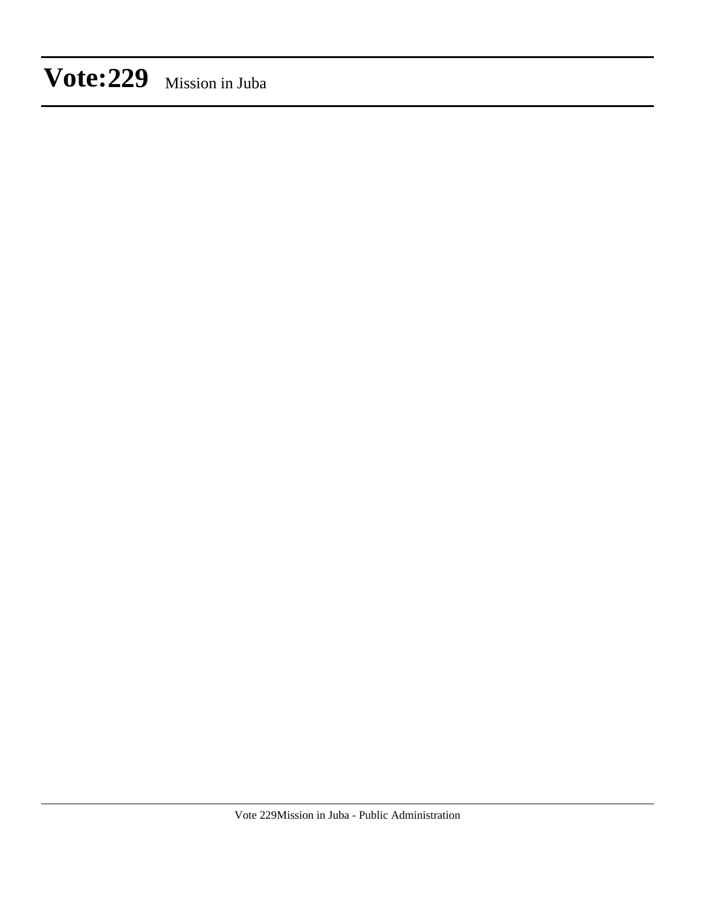# Vote:229 Mission in Juba